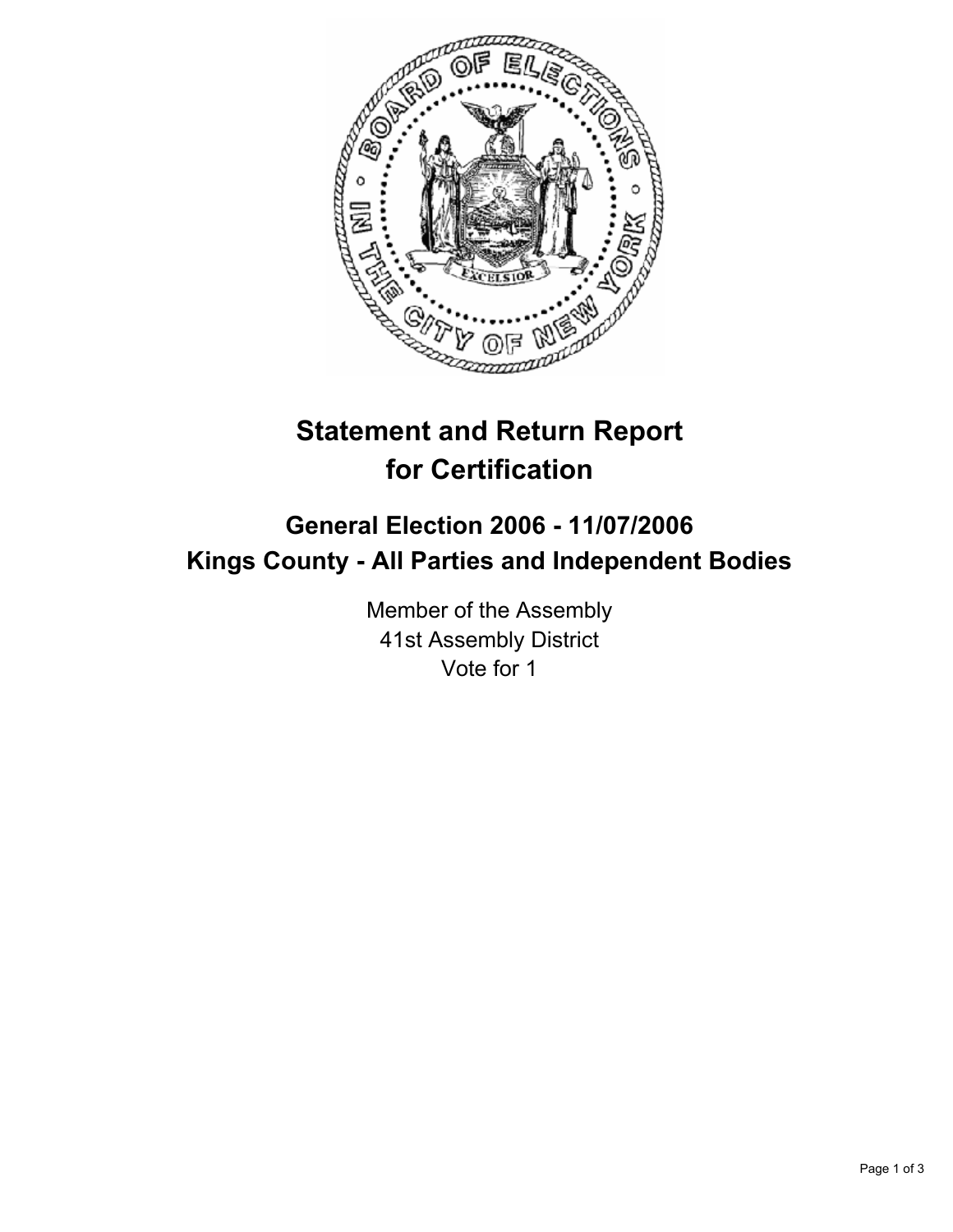# Statement and Return Report for Certification

## General Election 2006 - 11/07/2006
## Kings County - All Parties and Independent Bodies

Member of the Assembly
41st Assembly District
Vote for 1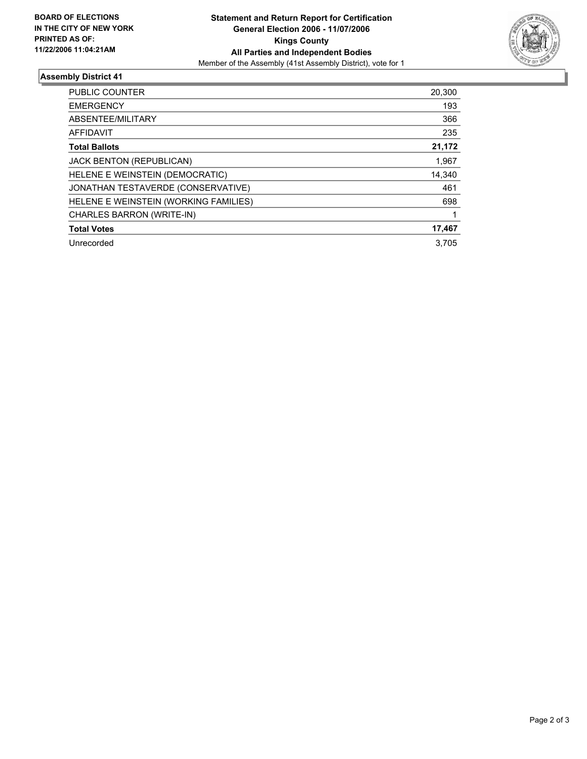**BOARD OF ELECTIONS IN THE CITY OF NEW YORK PRINTED AS OF: 11/22/2006 11:04:21AM**

# Statement and Return Report for Certification
## General Election 2006 - 11/07/2006
## Kings County
## All Parties and Independent Bodies

Member of the Assembly (41st Assembly District), vote for 1

### Assembly District 41

| | |
|---|---|
| PUBLIC COUNTER | 20,300 |
| EMERGENCY | 193 |
| ABSENTEE/MILITARY | 366 |
| AFFIDAVIT | 235 |
| **Total Ballots** | **21,172** |
| JACK BENTON (REPUBLICAN) | 1,967 |
| HELENE E WEINSTEIN (DEMOCRATIC) | 14,340 |
| JONATHAN TESTAVERDE (CONSERVATIVE) | 461 |
| HELENE E WEINSTEIN (WORKING FAMILIES) | 698 |
| CHARLES BARRON (WRITE-IN) | 1 |
| **Total Votes** | **17,467** |
| Unrecorded | 3,705 |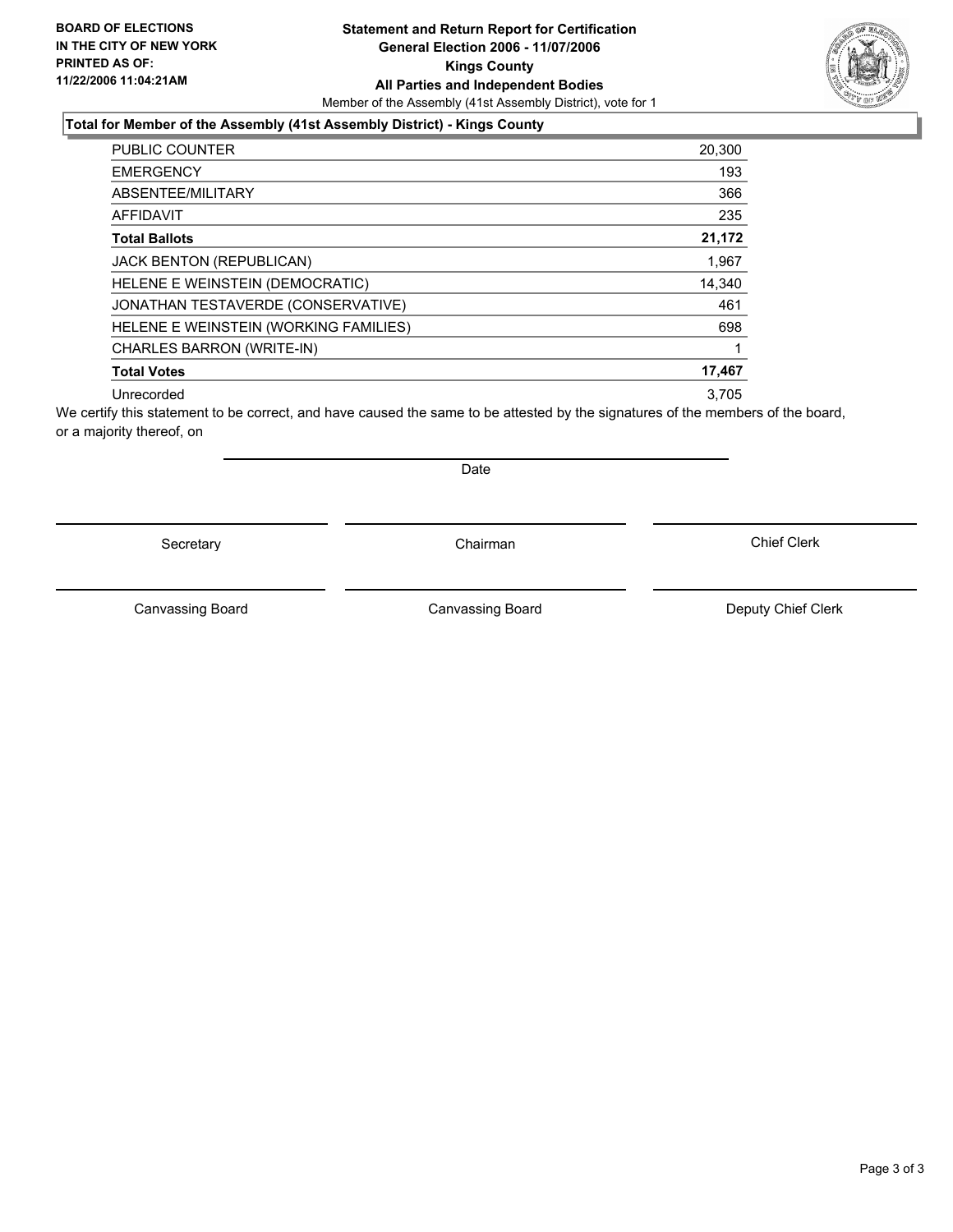**BOARD OF ELECTIONS IN THE CITY OF NEW YORK PRINTED AS OF: 11/22/2006 11:04:21AM**

**Statement and Return Report for Certification**
**General Election 2006 - 11/07/2006**
**Kings County**
**All Parties and Independent Bodies**
Member of the Assembly (41st Assembly District), vote for 1

### Total for Member of the Assembly (41st Assembly District) - Kings County

| | |
|---|---|
| PUBLIC COUNTER | 20,300 |
| EMERGENCY | 193 |
| ABSENTEE/MILITARY | 366 |
| AFFIDAVIT | 235 |
| **Total Ballots** | **21,172** |
| JACK BENTON (REPUBLICAN) | 1,967 |
| HELENE E WEINSTEIN (DEMOCRATIC) | 14,340 |
| JONATHAN TESTAVERDE (CONSERVATIVE) | 461 |
| HELENE E WEINSTEIN (WORKING FAMILIES) | 698 |
| CHARLES BARRON (WRITE-IN) | 1 |
| **Total Votes** | **17,467** |
| Unrecorded | 3,705 |

We certify this statement to be correct, and have caused the same to be attested by the signatures of the members of the board, or a majority thereof, on

Date

Secretary

Chairman

Chief Clerk

Canvassing Board

Canvassing Board

Deputy Chief Clerk